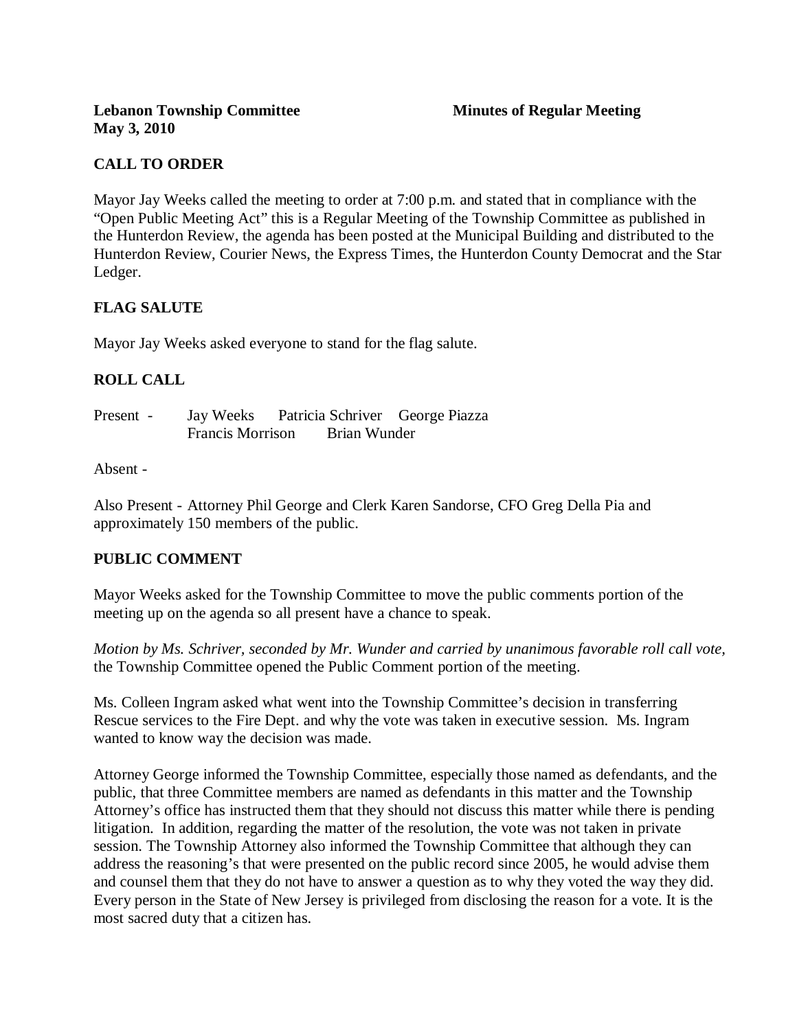**Lebanon Township Committee** **Minutes of Regular Meeting**
**May 3, 2010**

## CALL TO ORDER

Mayor Jay Weeks called the meeting to order at 7:00 p.m. and stated that in compliance with the "Open Public Meeting Act" this is a Regular Meeting of the Township Committee as published in the Hunterdon Review, the agenda has been posted at the Municipal Building and distributed to the Hunterdon Review, Courier News, the Express Times, the Hunterdon County Democrat and the Star Ledger.

## FLAG SALUTE

Mayor Jay Weeks asked everyone to stand for the flag salute.

## ROLL CALL

Present - Jay Weeks Patricia Schriver George Piazza
Francis Morrison Brian Wunder

Absent -

Also Present - Attorney Phil George and Clerk Karen Sandorse, CFO Greg Della Pia and approximately 150 members of the public.

## PUBLIC COMMENT

Mayor Weeks asked for the Township Committee to move the public comments portion of the meeting up on the agenda so all present have a chance to speak.

*Motion by Ms. Schriver, seconded by Mr. Wunder and carried by unanimous favorable roll call vote,* the Township Committee opened the Public Comment portion of the meeting.

Ms. Colleen Ingram asked what went into the Township Committee's decision in transferring Rescue services to the Fire Dept. and why the vote was taken in executive session. Ms. Ingram wanted to know way the decision was made.

Attorney George informed the Township Committee, especially those named as defendants, and the public, that three Committee members are named as defendants in this matter and the Township Attorney's office has instructed them that they should not discuss this matter while there is pending litigation. In addition, regarding the matter of the resolution, the vote was not taken in private session. The Township Attorney also informed the Township Committee that although they can address the reasoning's that were presented on the public record since 2005, he would advise them and counsel them that they do not have to answer a question as to why they voted the way they did. Every person in the State of New Jersey is privileged from disclosing the reason for a vote. It is the most sacred duty that a citizen has.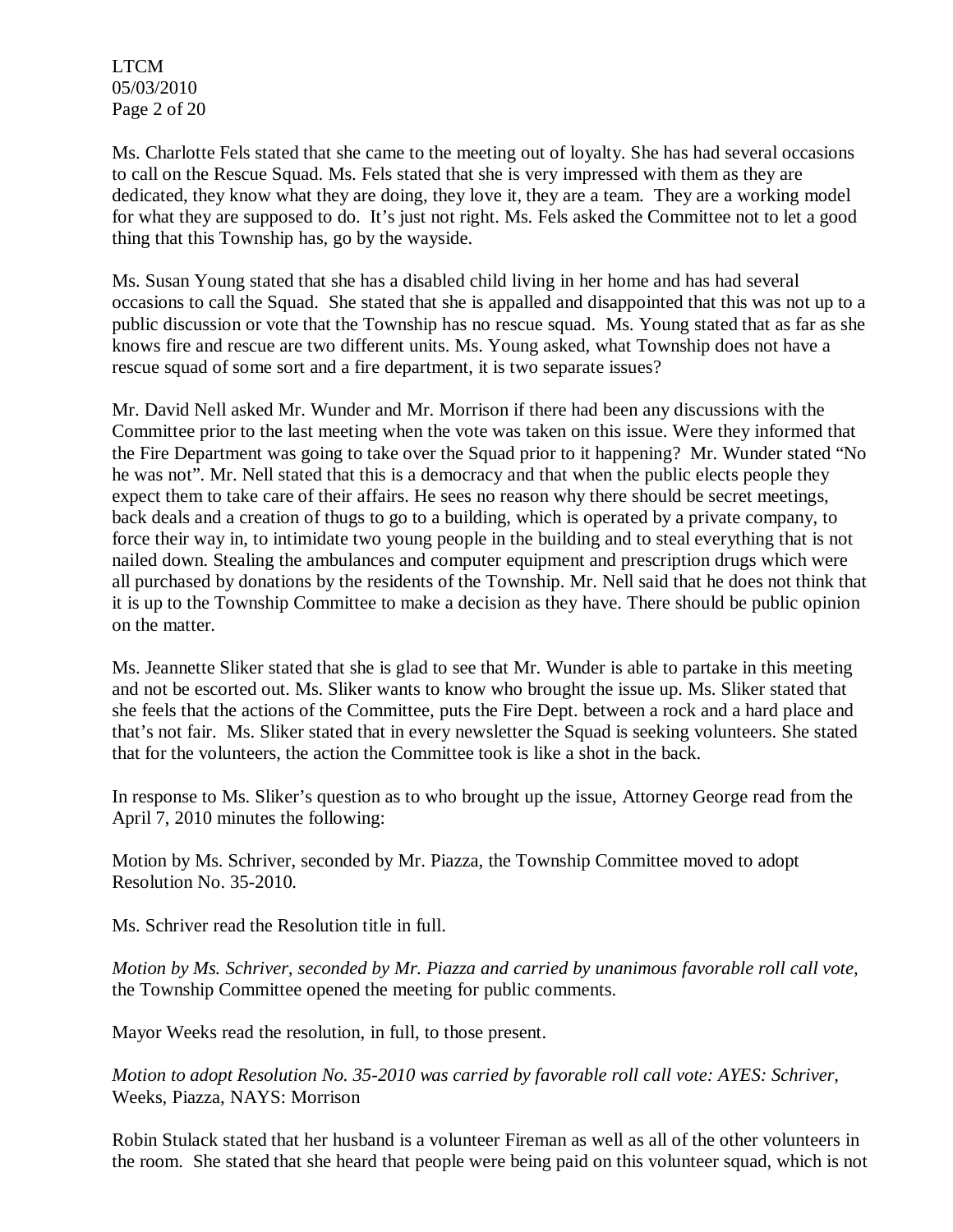Ms. Charlotte Fels stated that she came to the meeting out of loyalty. She has had several occasions to call on the Rescue Squad. Ms. Fels stated that she is very impressed with them as they are dedicated, they know what they are doing, they love it, they are a team. They are a working model for what they are supposed to do. It's just not right. Ms. Fels asked the Committee not to let a good thing that this Township has, go by the wayside.

Ms. Susan Young stated that she has a disabled child living in her home and has had several occasions to call the Squad. She stated that she is appalled and disappointed that this was not up to a public discussion or vote that the Township has no rescue squad. Ms. Young stated that as far as she knows fire and rescue are two different units. Ms. Young asked, what Township does not have a rescue squad of some sort and a fire department, it is two separate issues?

Mr. David Nell asked Mr. Wunder and Mr. Morrison if there had been any discussions with the Committee prior to the last meeting when the vote was taken on this issue. Were they informed that the Fire Department was going to take over the Squad prior to it happening? Mr. Wunder stated "No he was not". Mr. Nell stated that this is a democracy and that when the public elects people they expect them to take care of their affairs. He sees no reason why there should be secret meetings, back deals and a creation of thugs to go to a building, which is operated by a private company, to force their way in, to intimidate two young people in the building and to steal everything that is not nailed down. Stealing the ambulances and computer equipment and prescription drugs which were all purchased by donations by the residents of the Township. Mr. Nell said that he does not think that it is up to the Township Committee to make a decision as they have. There should be public opinion on the matter.

Ms. Jeannette Sliker stated that she is glad to see that Mr. Wunder is able to partake in this meeting and not be escorted out. Ms. Sliker wants to know who brought the issue up. Ms. Sliker stated that she feels that the actions of the Committee, puts the Fire Dept. between a rock and a hard place and that's not fair. Ms. Sliker stated that in every newsletter the Squad is seeking volunteers. She stated that for the volunteers, the action the Committee took is like a shot in the back.

In response to Ms. Sliker's question as to who brought up the issue, Attorney George read from the April 7, 2010 minutes the following:

Motion by Ms. Schriver, seconded by Mr. Piazza, the Township Committee moved to adopt Resolution No. 35-2010.

Ms. Schriver read the Resolution title in full.

*Motion by Ms. Schriver, seconded by Mr. Piazza and carried by unanimous favorable roll call vote,* the Township Committee opened the meeting for public comments.

Mayor Weeks read the resolution, in full, to those present.

*Motion to adopt Resolution No. 35-2010 was carried by favorable roll call vote: AYES: Schriver,* Weeks, Piazza, NAYS: Morrison

Robin Stulack stated that her husband is a volunteer Fireman as well as all of the other volunteers in the room. She stated that she heard that people were being paid on this volunteer squad, which is not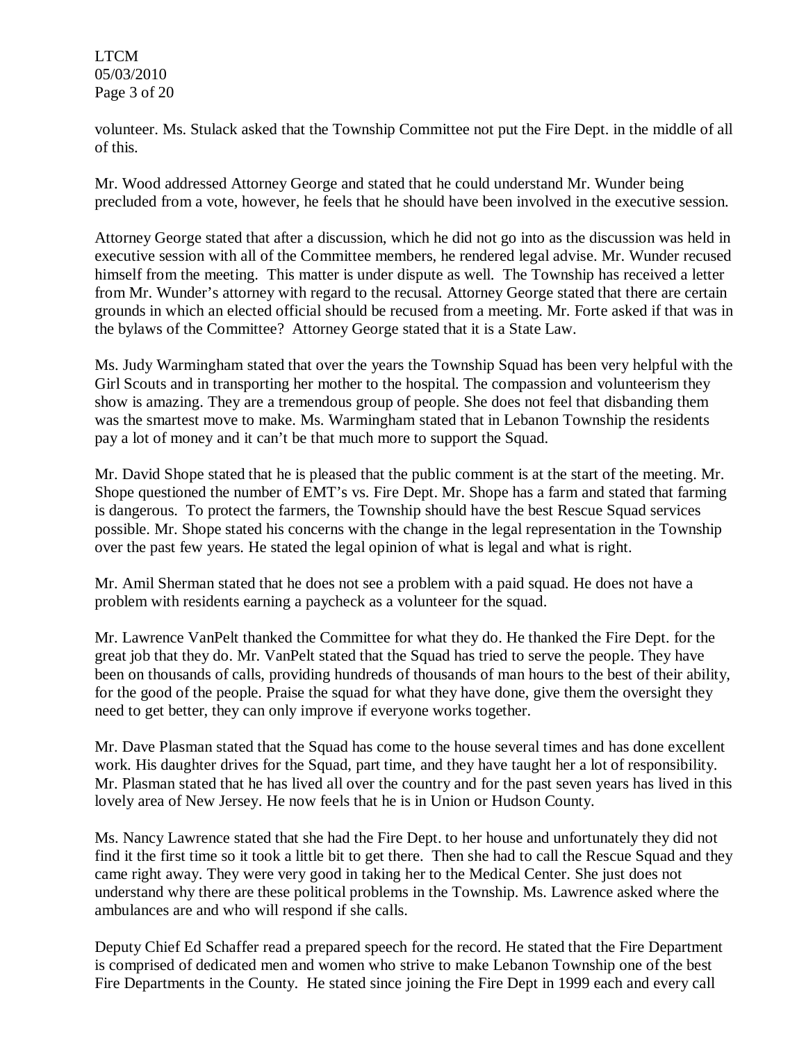volunteer. Ms. Stulack asked that the Township Committee not put the Fire Dept. in the middle of all of this.

Mr. Wood addressed Attorney George and stated that he could understand Mr. Wunder being precluded from a vote, however, he feels that he should have been involved in the executive session.

Attorney George stated that after a discussion, which he did not go into as the discussion was held in executive session with all of the Committee members, he rendered legal advise. Mr. Wunder recused himself from the meeting. This matter is under dispute as well. The Township has received a letter from Mr. Wunder's attorney with regard to the recusal. Attorney George stated that there are certain grounds in which an elected official should be recused from a meeting. Mr. Forte asked if that was in the bylaws of the Committee? Attorney George stated that it is a State Law.

Ms. Judy Warmingham stated that over the years the Township Squad has been very helpful with the Girl Scouts and in transporting her mother to the hospital. The compassion and volunteerism they show is amazing. They are a tremendous group of people. She does not feel that disbanding them was the smartest move to make. Ms. Warmingham stated that in Lebanon Township the residents pay a lot of money and it can't be that much more to support the Squad.

Mr. David Shope stated that he is pleased that the public comment is at the start of the meeting. Mr. Shope questioned the number of EMT's vs. Fire Dept. Mr. Shope has a farm and stated that farming is dangerous. To protect the farmers, the Township should have the best Rescue Squad services possible. Mr. Shope stated his concerns with the change in the legal representation in the Township over the past few years. He stated the legal opinion of what is legal and what is right.

Mr. Amil Sherman stated that he does not see a problem with a paid squad. He does not have a problem with residents earning a paycheck as a volunteer for the squad.

Mr. Lawrence VanPelt thanked the Committee for what they do. He thanked the Fire Dept. for the great job that they do. Mr. VanPelt stated that the Squad has tried to serve the people. They have been on thousands of calls, providing hundreds of thousands of man hours to the best of their ability, for the good of the people. Praise the squad for what they have done, give them the oversight they need to get better, they can only improve if everyone works together.

Mr. Dave Plasman stated that the Squad has come to the house several times and has done excellent work. His daughter drives for the Squad, part time, and they have taught her a lot of responsibility. Mr. Plasman stated that he has lived all over the country and for the past seven years has lived in this lovely area of New Jersey. He now feels that he is in Union or Hudson County.

Ms. Nancy Lawrence stated that she had the Fire Dept. to her house and unfortunately they did not find it the first time so it took a little bit to get there. Then she had to call the Rescue Squad and they came right away. They were very good in taking her to the Medical Center. She just does not understand why there are these political problems in the Township. Ms. Lawrence asked where the ambulances are and who will respond if she calls.

Deputy Chief Ed Schaffer read a prepared speech for the record. He stated that the Fire Department is comprised of dedicated men and women who strive to make Lebanon Township one of the best Fire Departments in the County. He stated since joining the Fire Dept in 1999 each and every call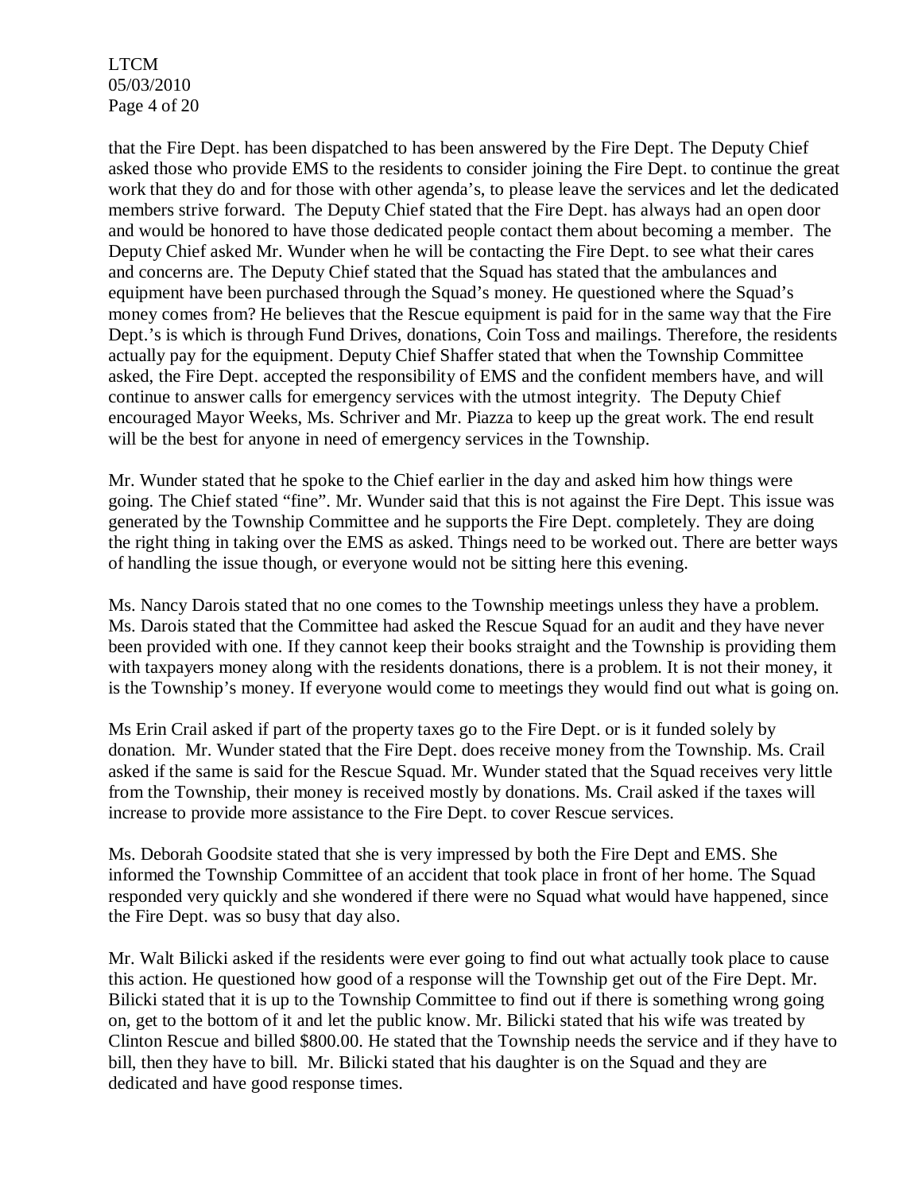that the Fire Dept. has been dispatched to has been answered by the Fire Dept. The Deputy Chief asked those who provide EMS to the residents to consider joining the Fire Dept. to continue the great work that they do and for those with other agenda's, to please leave the services and let the dedicated members strive forward. The Deputy Chief stated that the Fire Dept. has always had an open door and would be honored to have those dedicated people contact them about becoming a member. The Deputy Chief asked Mr. Wunder when he will be contacting the Fire Dept. to see what their cares and concerns are. The Deputy Chief stated that the Squad has stated that the ambulances and equipment have been purchased through the Squad's money. He questioned where the Squad's money comes from? He believes that the Rescue equipment is paid for in the same way that the Fire Dept.'s is which is through Fund Drives, donations, Coin Toss and mailings. Therefore, the residents actually pay for the equipment. Deputy Chief Shaffer stated that when the Township Committee asked, the Fire Dept. accepted the responsibility of EMS and the confident members have, and will continue to answer calls for emergency services with the utmost integrity. The Deputy Chief encouraged Mayor Weeks, Ms. Schriver and Mr. Piazza to keep up the great work. The end result will be the best for anyone in need of emergency services in the Township.

Mr. Wunder stated that he spoke to the Chief earlier in the day and asked him how things were going. The Chief stated "fine". Mr. Wunder said that this is not against the Fire Dept. This issue was generated by the Township Committee and he supports the Fire Dept. completely. They are doing the right thing in taking over the EMS as asked. Things need to be worked out. There are better ways of handling the issue though, or everyone would not be sitting here this evening.

Ms. Nancy Darois stated that no one comes to the Township meetings unless they have a problem. Ms. Darois stated that the Committee had asked the Rescue Squad for an audit and they have never been provided with one. If they cannot keep their books straight and the Township is providing them with taxpayers money along with the residents donations, there is a problem. It is not their money, it is the Township's money. If everyone would come to meetings they would find out what is going on.

Ms Erin Crail asked if part of the property taxes go to the Fire Dept. or is it funded solely by donation. Mr. Wunder stated that the Fire Dept. does receive money from the Township. Ms. Crail asked if the same is said for the Rescue Squad. Mr. Wunder stated that the Squad receives very little from the Township, their money is received mostly by donations. Ms. Crail asked if the taxes will increase to provide more assistance to the Fire Dept. to cover Rescue services.

Ms. Deborah Goodsite stated that she is very impressed by both the Fire Dept and EMS. She informed the Township Committee of an accident that took place in front of her home. The Squad responded very quickly and she wondered if there were no Squad what would have happened, since the Fire Dept. was so busy that day also.

Mr. Walt Bilicki asked if the residents were ever going to find out what actually took place to cause this action. He questioned how good of a response will the Township get out of the Fire Dept. Mr. Bilicki stated that it is up to the Township Committee to find out if there is something wrong going on, get to the bottom of it and let the public know. Mr. Bilicki stated that his wife was treated by Clinton Rescue and billed $800.00. He stated that the Township needs the service and if they have to bill, then they have to bill. Mr. Bilicki stated that his daughter is on the Squad and they are dedicated and have good response times.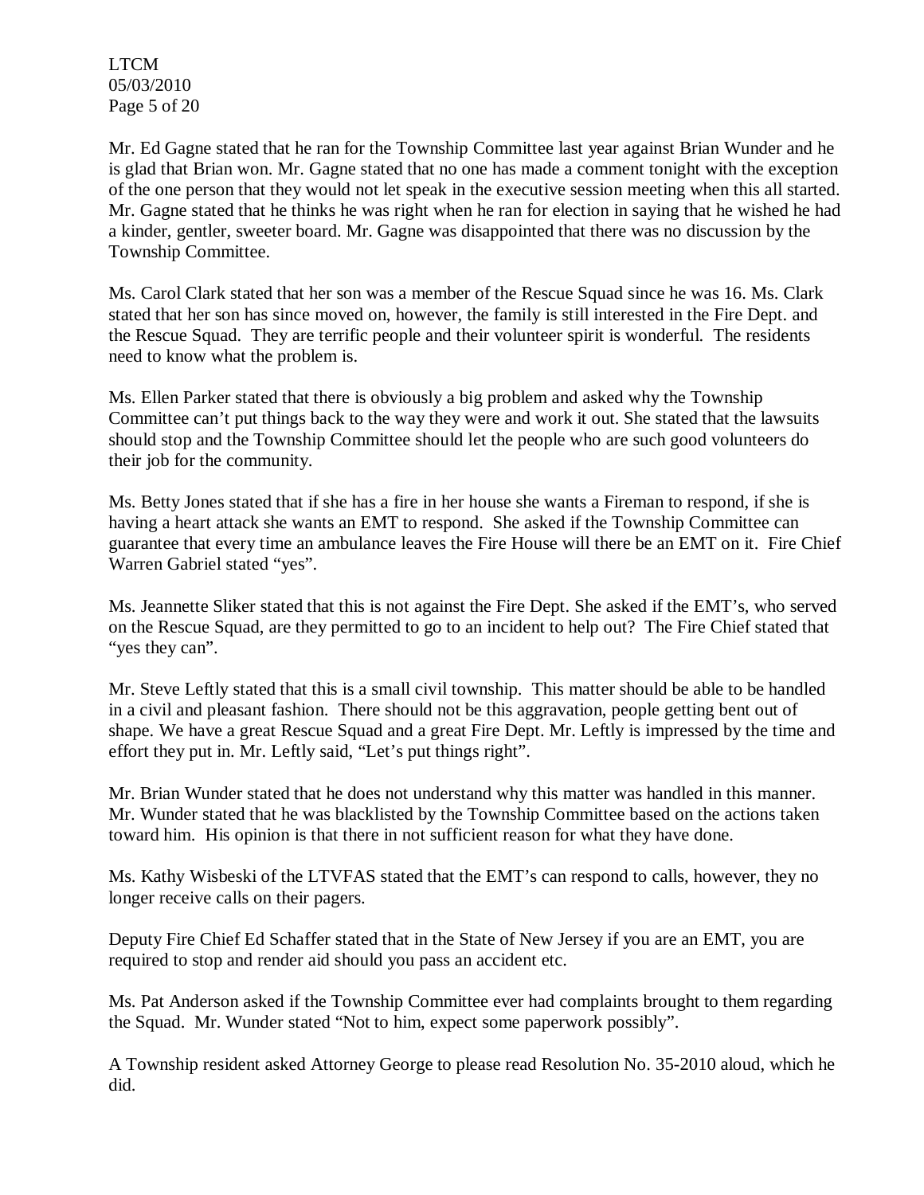Mr. Ed Gagne stated that he ran for the Township Committee last year against Brian Wunder and he is glad that Brian won. Mr. Gagne stated that no one has made a comment tonight with the exception of the one person that they would not let speak in the executive session meeting when this all started. Mr. Gagne stated that he thinks he was right when he ran for election in saying that he wished he had a kinder, gentler, sweeter board. Mr. Gagne was disappointed that there was no discussion by the Township Committee.

Ms. Carol Clark stated that her son was a member of the Rescue Squad since he was 16. Ms. Clark stated that her son has since moved on, however, the family is still interested in the Fire Dept. and the Rescue Squad. They are terrific people and their volunteer spirit is wonderful. The residents need to know what the problem is.

Ms. Ellen Parker stated that there is obviously a big problem and asked why the Township Committee can't put things back to the way they were and work it out. She stated that the lawsuits should stop and the Township Committee should let the people who are such good volunteers do their job for the community.

Ms. Betty Jones stated that if she has a fire in her house she wants a Fireman to respond, if she is having a heart attack she wants an EMT to respond. She asked if the Township Committee can guarantee that every time an ambulance leaves the Fire House will there be an EMT on it. Fire Chief Warren Gabriel stated "yes".

Ms. Jeannette Sliker stated that this is not against the Fire Dept. She asked if the EMT's, who served on the Rescue Squad, are they permitted to go to an incident to help out? The Fire Chief stated that "yes they can".

Mr. Steve Leftly stated that this is a small civil township. This matter should be able to be handled in a civil and pleasant fashion. There should not be this aggravation, people getting bent out of shape. We have a great Rescue Squad and a great Fire Dept. Mr. Leftly is impressed by the time and effort they put in. Mr. Leftly said, "Let's put things right".

Mr. Brian Wunder stated that he does not understand why this matter was handled in this manner. Mr. Wunder stated that he was blacklisted by the Township Committee based on the actions taken toward him. His opinion is that there in not sufficient reason for what they have done.

Ms. Kathy Wisbeski of the LTVFAS stated that the EMT's can respond to calls, however, they no longer receive calls on their pagers.

Deputy Fire Chief Ed Schaffer stated that in the State of New Jersey if you are an EMT, you are required to stop and render aid should you pass an accident etc.

Ms. Pat Anderson asked if the Township Committee ever had complaints brought to them regarding the Squad. Mr. Wunder stated "Not to him, expect some paperwork possibly".

A Township resident asked Attorney George to please read Resolution No. 35-2010 aloud, which he did.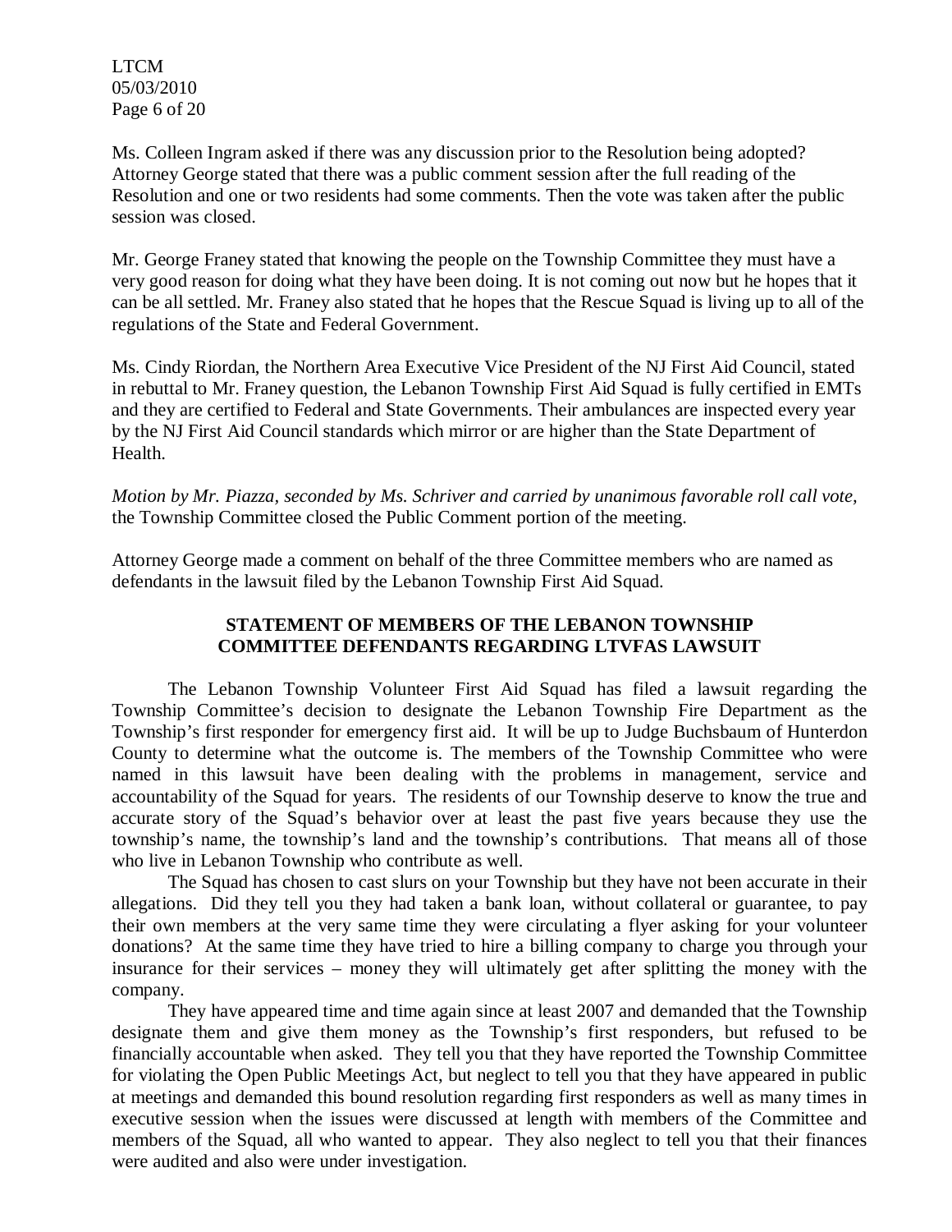Ms. Colleen Ingram asked if there was any discussion prior to the Resolution being adopted? Attorney George stated that there was a public comment session after the full reading of the Resolution and one or two residents had some comments. Then the vote was taken after the public session was closed.

Mr. George Franey stated that knowing the people on the Township Committee they must have a very good reason for doing what they have been doing. It is not coming out now but he hopes that it can be all settled. Mr. Franey also stated that he hopes that the Rescue Squad is living up to all of the regulations of the State and Federal Government.

Ms. Cindy Riordan, the Northern Area Executive Vice President of the NJ First Aid Council, stated in rebuttal to Mr. Franey question, the Lebanon Township First Aid Squad is fully certified in EMTs and they are certified to Federal and State Governments. Their ambulances are inspected every year by the NJ First Aid Council standards which mirror or are higher than the State Department of Health.

*Motion by Mr. Piazza, seconded by Ms. Schriver and carried by unanimous favorable roll call vote,* the Township Committee closed the Public Comment portion of the meeting.

Attorney George made a comment on behalf of the three Committee members who are named as defendants in the lawsuit filed by the Lebanon Township First Aid Squad.

**STATEMENT OF MEMBERS OF THE LEBANON TOWNSHIP COMMITTEE DEFENDANTS REGARDING LTVFAS LAWSUIT**

The Lebanon Township Volunteer First Aid Squad has filed a lawsuit regarding the Township Committee's decision to designate the Lebanon Township Fire Department as the Township's first responder for emergency first aid. It will be up to Judge Buchsbaum of Hunterdon County to determine what the outcome is. The members of the Township Committee who were named in this lawsuit have been dealing with the problems in management, service and accountability of the Squad for years. The residents of our Township deserve to know the true and accurate story of the Squad's behavior over at least the past five years because they use the township's name, the township's land and the township's contributions. That means all of those who live in Lebanon Township who contribute as well.

The Squad has chosen to cast slurs on your Township but they have not been accurate in their allegations. Did they tell you they had taken a bank loan, without collateral or guarantee, to pay their own members at the very same time they were circulating a flyer asking for your volunteer donations? At the same time they have tried to hire a billing company to charge you through your insurance for their services – money they will ultimately get after splitting the money with the company.

They have appeared time and time again since at least 2007 and demanded that the Township designate them and give them money as the Township's first responders, but refused to be financially accountable when asked. They tell you that they have reported the Township Committee for violating the Open Public Meetings Act, but neglect to tell you that they have appeared in public at meetings and demanded this bound resolution regarding first responders as well as many times in executive session when the issues were discussed at length with members of the Committee and members of the Squad, all who wanted to appear. They also neglect to tell you that their finances were audited and also were under investigation.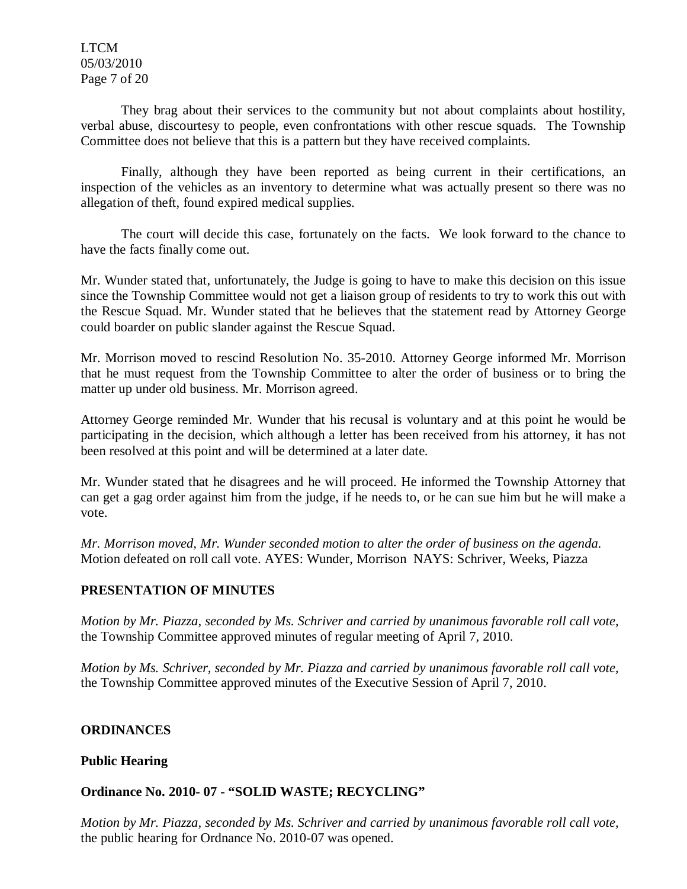They brag about their services to the community but not about complaints about hostility, verbal abuse, discourtesy to people, even confrontations with other rescue squads. The Township Committee does not believe that this is a pattern but they have received complaints.

Finally, although they have been reported as being current in their certifications, an inspection of the vehicles as an inventory to determine what was actually present so there was no allegation of theft, found expired medical supplies.

The court will decide this case, fortunately on the facts. We look forward to the chance to have the facts finally come out.

Mr. Wunder stated that, unfortunately, the Judge is going to have to make this decision on this issue since the Township Committee would not get a liaison group of residents to try to work this out with the Rescue Squad. Mr. Wunder stated that he believes that the statement read by Attorney George could boarder on public slander against the Rescue Squad.

Mr. Morrison moved to rescind Resolution No. 35-2010. Attorney George informed Mr. Morrison that he must request from the Township Committee to alter the order of business or to bring the matter up under old business. Mr. Morrison agreed.

Attorney George reminded Mr. Wunder that his recusal is voluntary and at this point he would be participating in the decision, which although a letter has been received from his attorney, it has not been resolved at this point and will be determined at a later date.

Mr. Wunder stated that he disagrees and he will proceed. He informed the Township Attorney that can get a gag order against him from the judge, if he needs to, or he can sue him but he will make a vote.

*Mr. Morrison moved, Mr. Wunder seconded motion to alter the order of business on the agenda.* Motion defeated on roll call vote. AYES: Wunder, Morrison NAYS: Schriver, Weeks, Piazza

**PRESENTATION OF MINUTES**

*Motion by Mr. Piazza, seconded by Ms. Schriver and carried by unanimous favorable roll call vote,* the Township Committee approved minutes of regular meeting of April 7, 2010.

*Motion by Ms. Schriver, seconded by Mr. Piazza and carried by unanimous favorable roll call vote,* the Township Committee approved minutes of the Executive Session of April 7, 2010.

**ORDINANCES**

**Public Hearing**

**Ordinance No. 2010- 07 - "SOLID WASTE; RECYCLING"**

*Motion by Mr. Piazza, seconded by Ms. Schriver and carried by unanimous favorable roll call vote,* the public hearing for Ordnance No. 2010-07 was opened.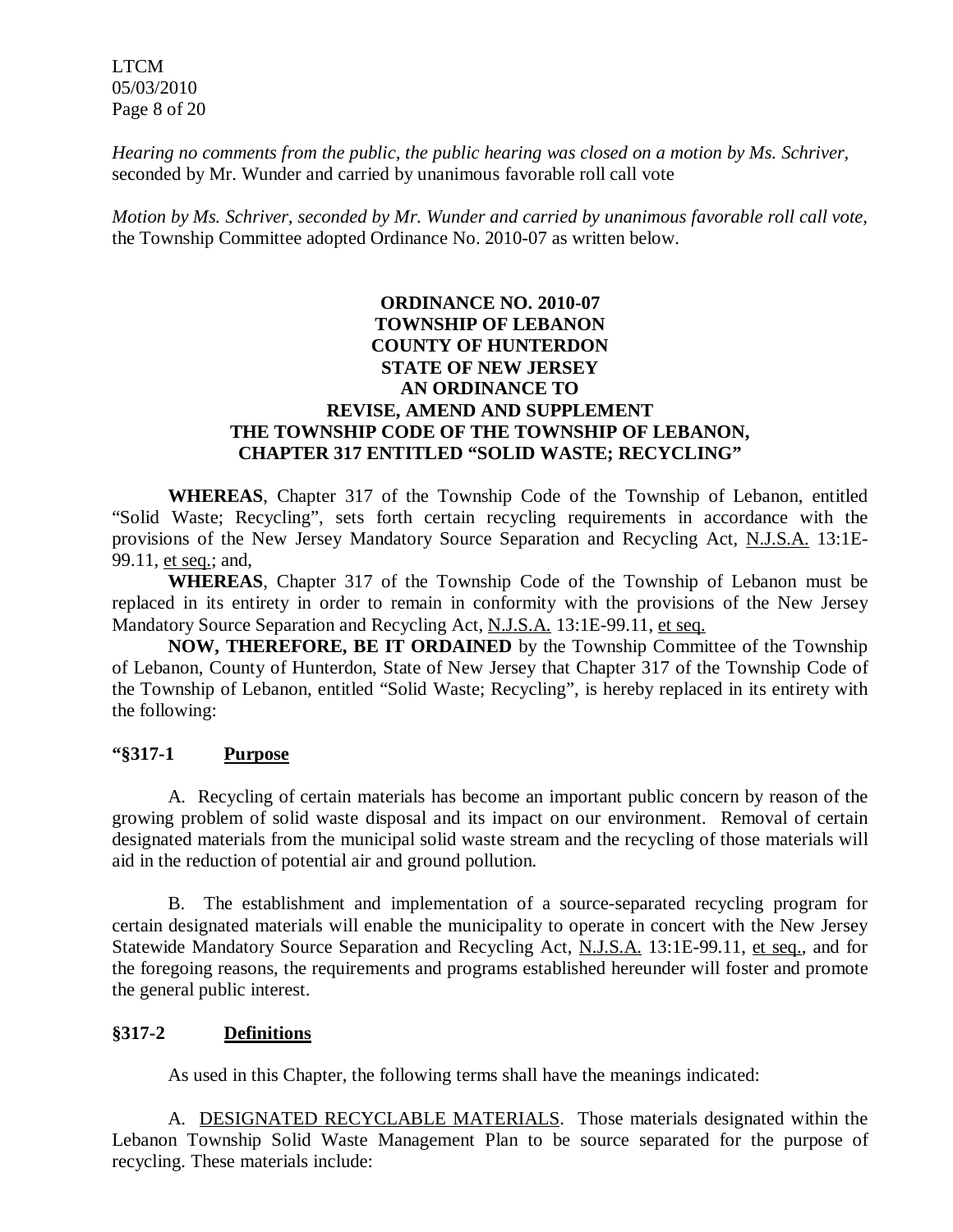*Hearing no comments from the public, the public hearing was closed on a motion by Ms. Schriver,* seconded by Mr. Wunder and carried by unanimous favorable roll call vote

*Motion by Ms. Schriver, seconded by Mr. Wunder and carried by unanimous favorable roll call vote,* the Township Committee adopted Ordinance No. 2010-07 as written below.

**ORDINANCE NO. 2010-07**
**TOWNSHIP OF LEBANON**
**COUNTY OF HUNTERDON**
**STATE OF NEW JERSEY**
**AN ORDINANCE TO**
**REVISE, AMEND AND SUPPLEMENT**
**THE TOWNSHIP CODE OF THE TOWNSHIP OF LEBANON,**
**CHAPTER 317 ENTITLED "SOLID WASTE; RECYCLING"**

**WHEREAS**, Chapter 317 of the Township Code of the Township of Lebanon, entitled "Solid Waste; Recycling", sets forth certain recycling requirements in accordance with the provisions of the New Jersey Mandatory Source Separation and Recycling Act, N.J.S.A. 13:1E-99.11, et seq.; and,

**WHEREAS**, Chapter 317 of the Township Code of the Township of Lebanon must be replaced in its entirety in order to remain in conformity with the provisions of the New Jersey Mandatory Source Separation and Recycling Act, N.J.S.A. 13:1E-99.11, et seq.

**NOW, THEREFORE, BE IT ORDAINED** by the Township Committee of the Township of Lebanon, County of Hunterdon, State of New Jersey that Chapter 317 of the Township Code of the Township of Lebanon, entitled "Solid Waste; Recycling", is hereby replaced in its entirety with the following:

**"§317-1 Purpose**

A. Recycling of certain materials has become an important public concern by reason of the growing problem of solid waste disposal and its impact on our environment. Removal of certain designated materials from the municipal solid waste stream and the recycling of those materials will aid in the reduction of potential air and ground pollution.

B. The establishment and implementation of a source-separated recycling program for certain designated materials will enable the municipality to operate in concert with the New Jersey Statewide Mandatory Source Separation and Recycling Act, N.J.S.A. 13:1E-99.11, et seq., and for the foregoing reasons, the requirements and programs established hereunder will foster and promote the general public interest.

**§317-2 Definitions**

As used in this Chapter, the following terms shall have the meanings indicated:

A. DESIGNATED RECYCLABLE MATERIALS. Those materials designated within the Lebanon Township Solid Waste Management Plan to be source separated for the purpose of recycling. These materials include: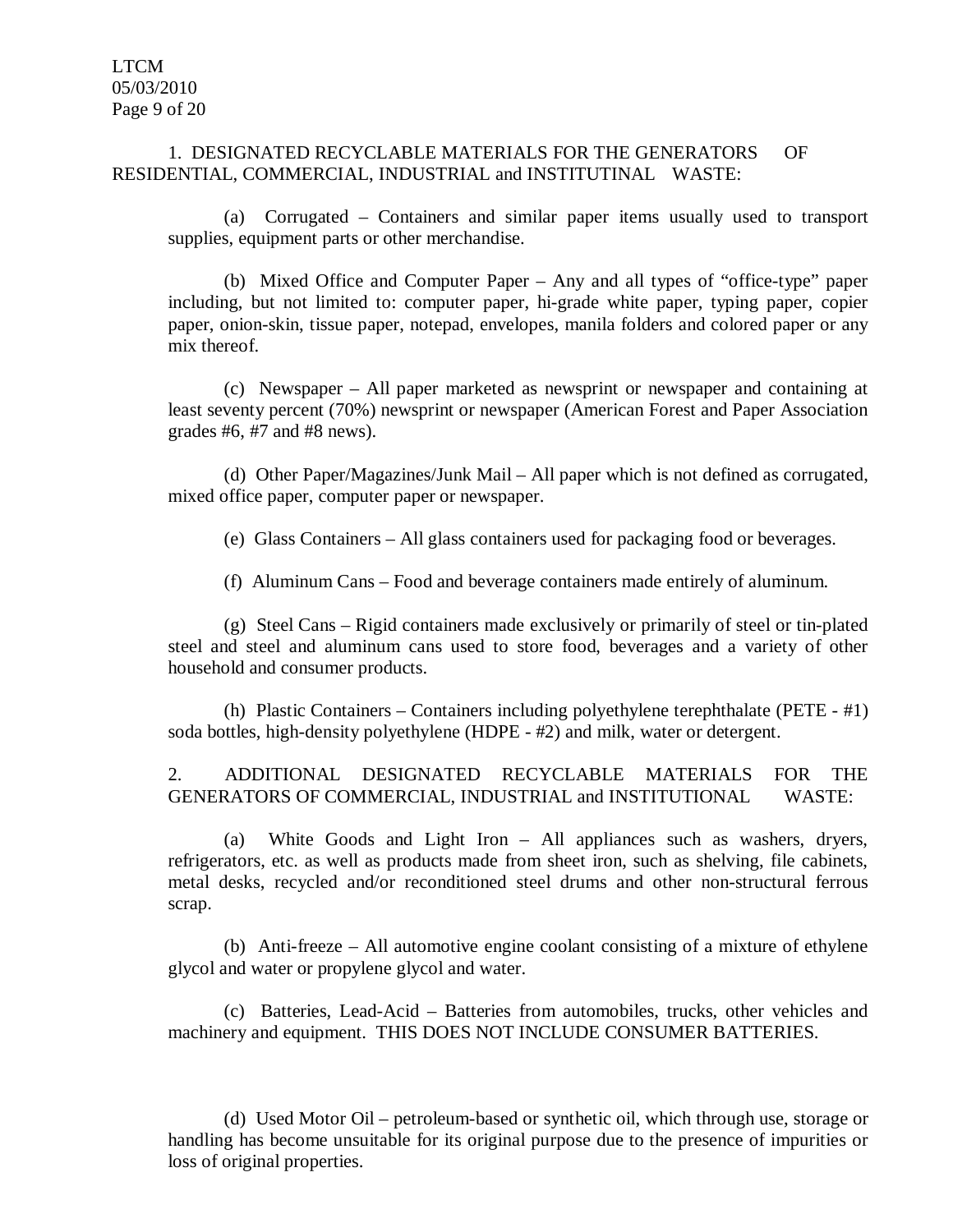1. DESIGNATED RECYCLABLE MATERIALS FOR THE GENERATORS OF RESIDENTIAL, COMMERCIAL, INDUSTRIAL and INSTITUTINAL WASTE:

(a) Corrugated – Containers and similar paper items usually used to transport supplies, equipment parts or other merchandise.

(b) Mixed Office and Computer Paper – Any and all types of "office-type" paper including, but not limited to: computer paper, hi-grade white paper, typing paper, copier paper, onion-skin, tissue paper, notepad, envelopes, manila folders and colored paper or any mix thereof.

(c) Newspaper – All paper marketed as newsprint or newspaper and containing at least seventy percent (70%) newsprint or newspaper (American Forest and Paper Association grades #6, #7 and #8 news).

(d) Other Paper/Magazines/Junk Mail – All paper which is not defined as corrugated, mixed office paper, computer paper or newspaper.

(e) Glass Containers – All glass containers used for packaging food or beverages.

(f) Aluminum Cans – Food and beverage containers made entirely of aluminum.

(g) Steel Cans – Rigid containers made exclusively or primarily of steel or tin-plated steel and steel and aluminum cans used to store food, beverages and a variety of other household and consumer products.

(h) Plastic Containers – Containers including polyethylene terephthalate (PETE - #1) soda bottles, high-density polyethylene (HDPE - #2) and milk, water or detergent.

2. ADDITIONAL DESIGNATED RECYCLABLE MATERIALS FOR THE GENERATORS OF COMMERCIAL, INDUSTRIAL and INSTITUTIONAL WASTE:

(a) White Goods and Light Iron – All appliances such as washers, dryers, refrigerators, etc. as well as products made from sheet iron, such as shelving, file cabinets, metal desks, recycled and/or reconditioned steel drums and other non-structural ferrous scrap.

(b) Anti-freeze – All automotive engine coolant consisting of a mixture of ethylene glycol and water or propylene glycol and water.

(c) Batteries, Lead-Acid – Batteries from automobiles, trucks, other vehicles and machinery and equipment. THIS DOES NOT INCLUDE CONSUMER BATTERIES.

(d) Used Motor Oil – petroleum-based or synthetic oil, which through use, storage or handling has become unsuitable for its original purpose due to the presence of impurities or loss of original properties.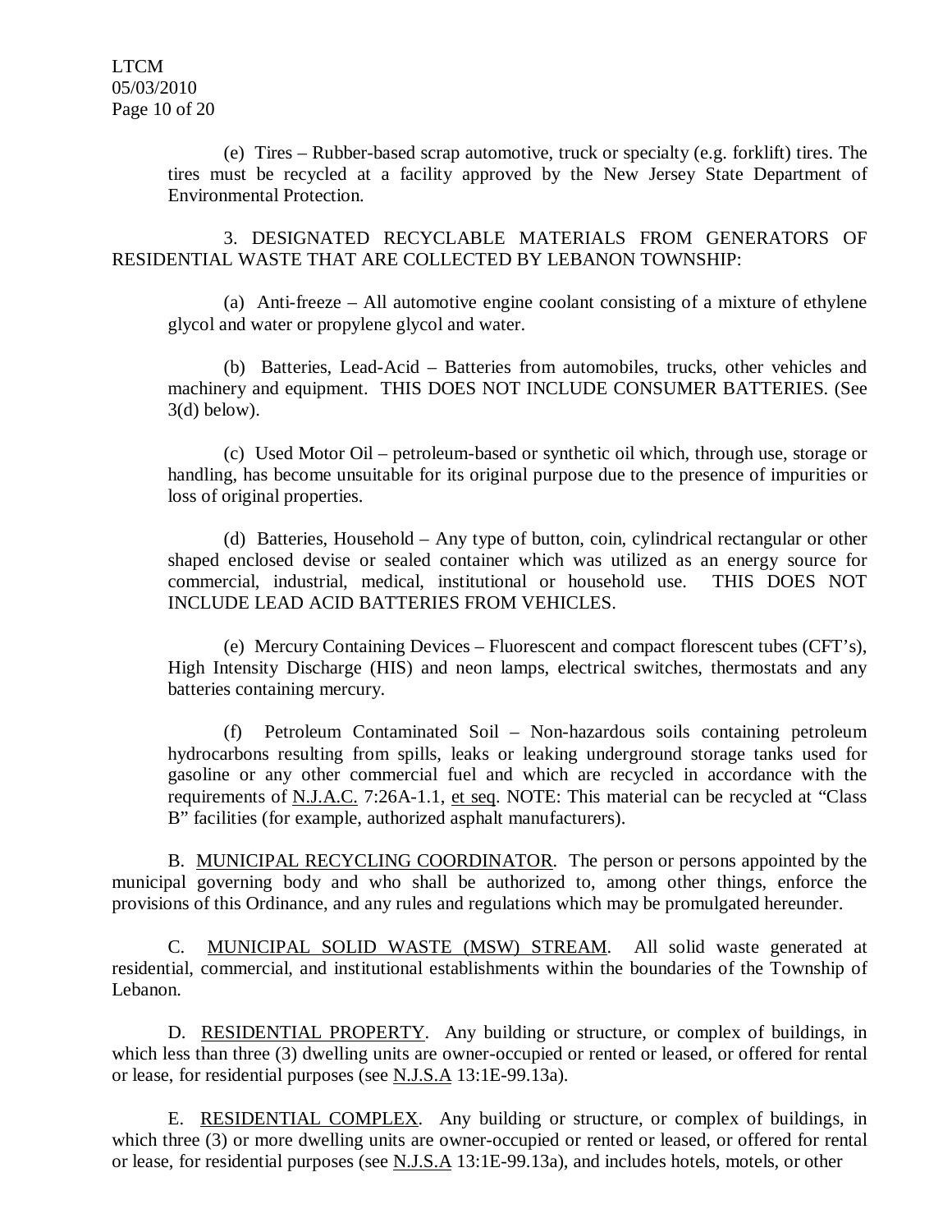(e) Tires – Rubber-based scrap automotive, truck or specialty (e.g. forklift) tires. The tires must be recycled at a facility approved by the New Jersey State Department of Environmental Protection.

3. DESIGNATED RECYCLABLE MATERIALS FROM GENERATORS OF RESIDENTIAL WASTE THAT ARE COLLECTED BY LEBANON TOWNSHIP:

(a) Anti-freeze – All automotive engine coolant consisting of a mixture of ethylene glycol and water or propylene glycol and water.

(b) Batteries, Lead-Acid – Batteries from automobiles, trucks, other vehicles and machinery and equipment. THIS DOES NOT INCLUDE CONSUMER BATTERIES. (See 3(d) below).

(c) Used Motor Oil – petroleum-based or synthetic oil which, through use, storage or handling, has become unsuitable for its original purpose due to the presence of impurities or loss of original properties.

(d) Batteries, Household – Any type of button, coin, cylindrical rectangular or other shaped enclosed devise or sealed container which was utilized as an energy source for commercial, industrial, medical, institutional or household use. THIS DOES NOT INCLUDE LEAD ACID BATTERIES FROM VEHICLES.

(e) Mercury Containing Devices – Fluorescent and compact florescent tubes (CFT's), High Intensity Discharge (HIS) and neon lamps, electrical switches, thermostats and any batteries containing mercury.

(f) Petroleum Contaminated Soil – Non-hazardous soils containing petroleum hydrocarbons resulting from spills, leaks or leaking underground storage tanks used for gasoline or any other commercial fuel and which are recycled in accordance with the requirements of N.J.A.C. 7:26A-1.1, et seq. NOTE: This material can be recycled at "Class B" facilities (for example, authorized asphalt manufacturers).

B. MUNICIPAL RECYCLING COORDINATOR. The person or persons appointed by the municipal governing body and who shall be authorized to, among other things, enforce the provisions of this Ordinance, and any rules and regulations which may be promulgated hereunder.

C. MUNICIPAL SOLID WASTE (MSW) STREAM. All solid waste generated at residential, commercial, and institutional establishments within the boundaries of the Township of Lebanon.

D. RESIDENTIAL PROPERTY. Any building or structure, or complex of buildings, in which less than three (3) dwelling units are owner-occupied or rented or leased, or offered for rental or lease, for residential purposes (see N.J.S.A 13:1E-99.13a).

E. RESIDENTIAL COMPLEX. Any building or structure, or complex of buildings, in which three (3) or more dwelling units are owner-occupied or rented or leased, or offered for rental or lease, for residential purposes (see N.J.S.A 13:1E-99.13a), and includes hotels, motels, or other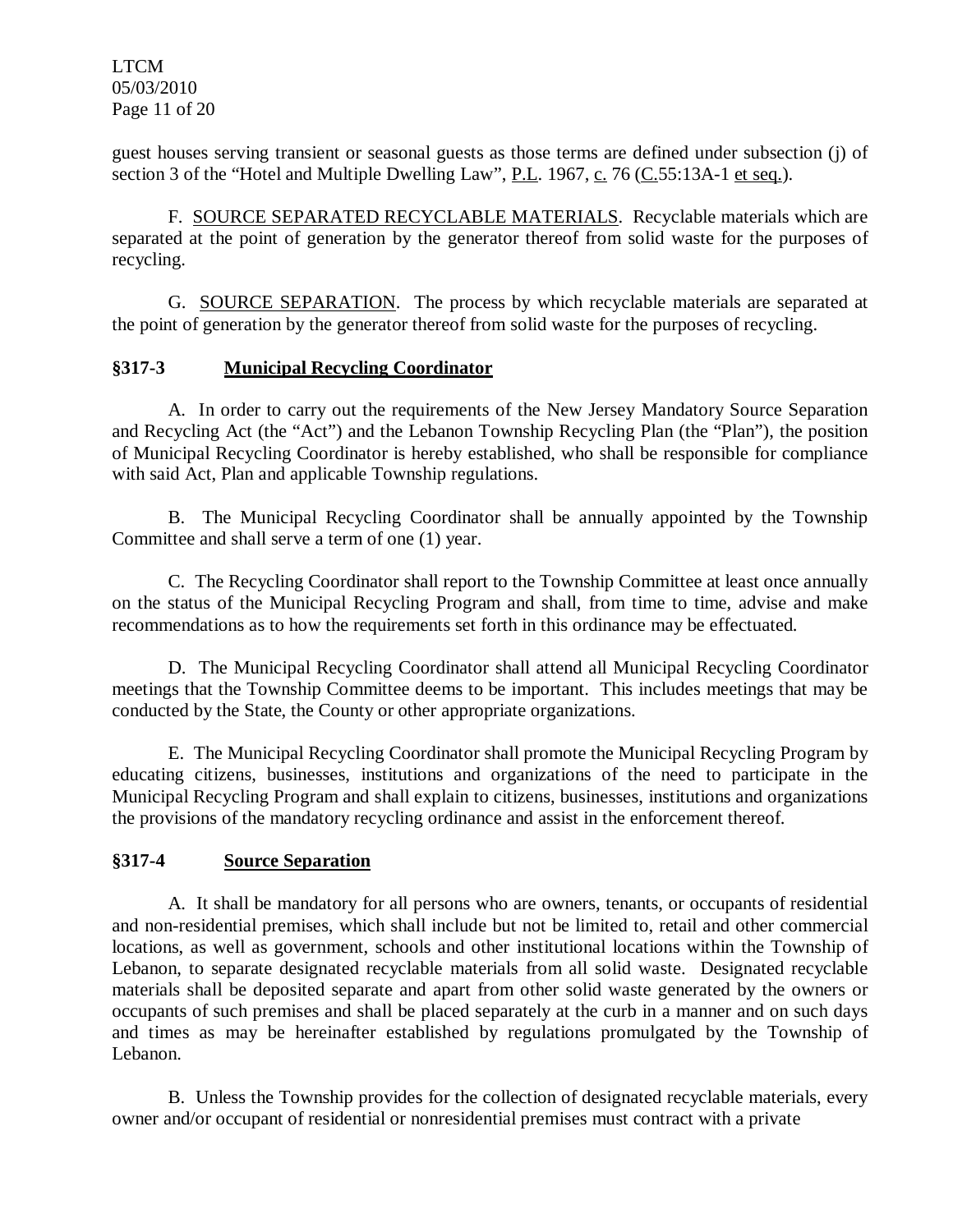guest houses serving transient or seasonal guests as those terms are defined under subsection (j) of section 3 of the "Hotel and Multiple Dwelling Law", P.L. 1967, c. 76 (C.55:13A-1 et seq.).

F. SOURCE SEPARATED RECYCLABLE MATERIALS. Recyclable materials which are separated at the point of generation by the generator thereof from solid waste for the purposes of recycling.

G. SOURCE SEPARATION. The process by which recyclable materials are separated at the point of generation by the generator thereof from solid waste for the purposes of recycling.

### §317-3 Municipal Recycling Coordinator

A. In order to carry out the requirements of the New Jersey Mandatory Source Separation and Recycling Act (the "Act") and the Lebanon Township Recycling Plan (the "Plan"), the position of Municipal Recycling Coordinator is hereby established, who shall be responsible for compliance with said Act, Plan and applicable Township regulations.

B. The Municipal Recycling Coordinator shall be annually appointed by the Township Committee and shall serve a term of one (1) year.

C. The Recycling Coordinator shall report to the Township Committee at least once annually on the status of the Municipal Recycling Program and shall, from time to time, advise and make recommendations as to how the requirements set forth in this ordinance may be effectuated.

D. The Municipal Recycling Coordinator shall attend all Municipal Recycling Coordinator meetings that the Township Committee deems to be important. This includes meetings that may be conducted by the State, the County or other appropriate organizations.

E. The Municipal Recycling Coordinator shall promote the Municipal Recycling Program by educating citizens, businesses, institutions and organizations of the need to participate in the Municipal Recycling Program and shall explain to citizens, businesses, institutions and organizations the provisions of the mandatory recycling ordinance and assist in the enforcement thereof.

### §317-4 Source Separation

A. It shall be mandatory for all persons who are owners, tenants, or occupants of residential and non-residential premises, which shall include but not be limited to, retail and other commercial locations, as well as government, schools and other institutional locations within the Township of Lebanon, to separate designated recyclable materials from all solid waste. Designated recyclable materials shall be deposited separate and apart from other solid waste generated by the owners or occupants of such premises and shall be placed separately at the curb in a manner and on such days and times as may be hereinafter established by regulations promulgated by the Township of Lebanon.

B. Unless the Township provides for the collection of designated recyclable materials, every owner and/or occupant of residential or nonresidential premises must contract with a private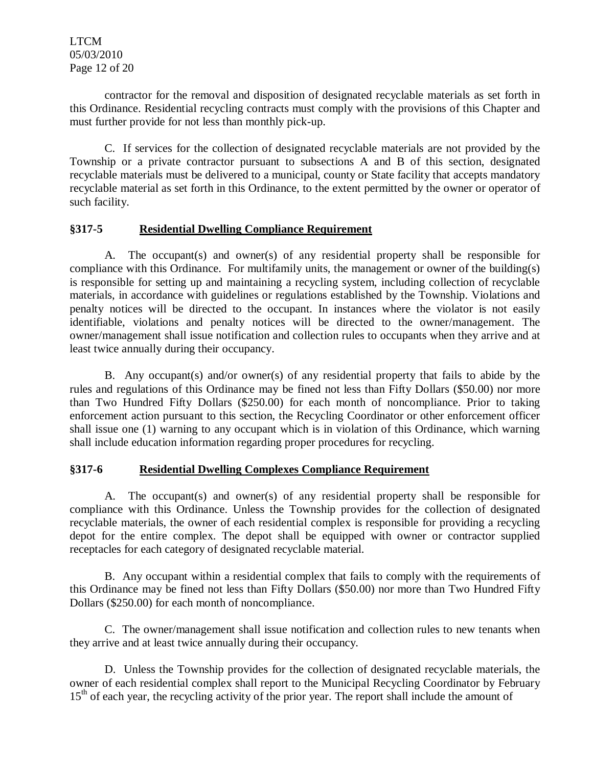contractor for the removal and disposition of designated recyclable materials as set forth in this Ordinance. Residential recycling contracts must comply with the provisions of this Chapter and must further provide for not less than monthly pick-up.

C. If services for the collection of designated recyclable materials are not provided by the Township or a private contractor pursuant to subsections A and B of this section, designated recyclable materials must be delivered to a municipal, county or State facility that accepts mandatory recyclable material as set forth in this Ordinance, to the extent permitted by the owner or operator of such facility.

## §317-5 Residential Dwelling Compliance Requirement

A. The occupant(s) and owner(s) of any residential property shall be responsible for compliance with this Ordinance. For multifamily units, the management or owner of the building(s) is responsible for setting up and maintaining a recycling system, including collection of recyclable materials, in accordance with guidelines or regulations established by the Township. Violations and penalty notices will be directed to the occupant. In instances where the violator is not easily identifiable, violations and penalty notices will be directed to the owner/management. The owner/management shall issue notification and collection rules to occupants when they arrive and at least twice annually during their occupancy.

B. Any occupant(s) and/or owner(s) of any residential property that fails to abide by the rules and regulations of this Ordinance may be fined not less than Fifty Dollars ($50.00) nor more than Two Hundred Fifty Dollars ($250.00) for each month of noncompliance. Prior to taking enforcement action pursuant to this section, the Recycling Coordinator or other enforcement officer shall issue one (1) warning to any occupant which is in violation of this Ordinance, which warning shall include education information regarding proper procedures for recycling.

## §317-6 Residential Dwelling Complexes Compliance Requirement

A. The occupant(s) and owner(s) of any residential property shall be responsible for compliance with this Ordinance. Unless the Township provides for the collection of designated recyclable materials, the owner of each residential complex is responsible for providing a recycling depot for the entire complex. The depot shall be equipped with owner or contractor supplied receptacles for each category of designated recyclable material.

B. Any occupant within a residential complex that fails to comply with the requirements of this Ordinance may be fined not less than Fifty Dollars ($50.00) nor more than Two Hundred Fifty Dollars ($250.00) for each month of noncompliance.

C. The owner/management shall issue notification and collection rules to new tenants when they arrive and at least twice annually during their occupancy.

D. Unless the Township provides for the collection of designated recyclable materials, the owner of each residential complex shall report to the Municipal Recycling Coordinator by February 15th of each year, the recycling activity of the prior year. The report shall include the amount of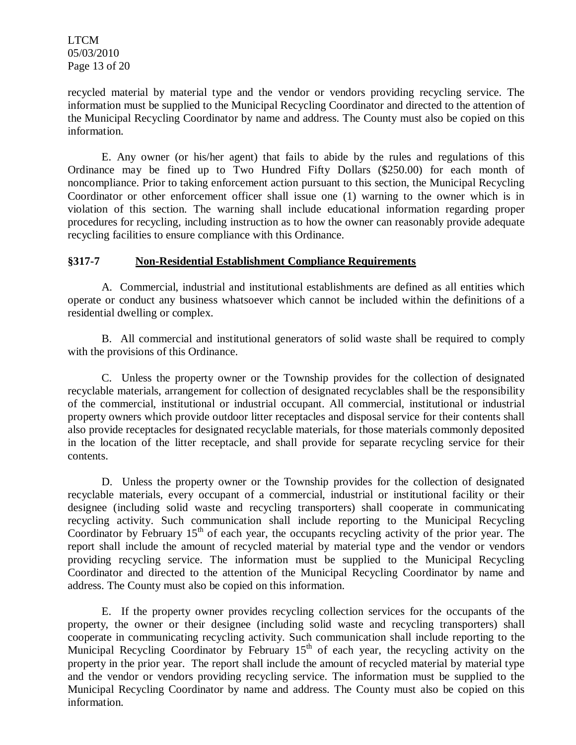recycled material by material type and the vendor or vendors providing recycling service. The information must be supplied to the Municipal Recycling Coordinator and directed to the attention of the Municipal Recycling Coordinator by name and address. The County must also be copied on this information.

E. Any owner (or his/her agent) that fails to abide by the rules and regulations of this Ordinance may be fined up to Two Hundred Fifty Dollars ($250.00) for each month of noncompliance. Prior to taking enforcement action pursuant to this section, the Municipal Recycling Coordinator or other enforcement officer shall issue one (1) warning to the owner which is in violation of this section. The warning shall include educational information regarding proper procedures for recycling, including instruction as to how the owner can reasonably provide adequate recycling facilities to ensure compliance with this Ordinance.

## §317-7 Non-Residential Establishment Compliance Requirements

A. Commercial, industrial and institutional establishments are defined as all entities which operate or conduct any business whatsoever which cannot be included within the definitions of a residential dwelling or complex.

B. All commercial and institutional generators of solid waste shall be required to comply with the provisions of this Ordinance.

C. Unless the property owner or the Township provides for the collection of designated recyclable materials, arrangement for collection of designated recyclables shall be the responsibility of the commercial, institutional or industrial occupant. All commercial, institutional or industrial property owners which provide outdoor litter receptacles and disposal service for their contents shall also provide receptacles for designated recyclable materials, for those materials commonly deposited in the location of the litter receptacle, and shall provide for separate recycling service for their contents.

D. Unless the property owner or the Township provides for the collection of designated recyclable materials, every occupant of a commercial, industrial or institutional facility or their designee (including solid waste and recycling transporters) shall cooperate in communicating recycling activity. Such communication shall include reporting to the Municipal Recycling Coordinator by February 15th of each year, the occupants recycling activity of the prior year. The report shall include the amount of recycled material by material type and the vendor or vendors providing recycling service. The information must be supplied to the Municipal Recycling Coordinator and directed to the attention of the Municipal Recycling Coordinator by name and address. The County must also be copied on this information.

E. If the property owner provides recycling collection services for the occupants of the property, the owner or their designee (including solid waste and recycling transporters) shall cooperate in communicating recycling activity. Such communication shall include reporting to the Municipal Recycling Coordinator by February 15th of each year, the recycling activity on the property in the prior year. The report shall include the amount of recycled material by material type and the vendor or vendors providing recycling service. The information must be supplied to the Municipal Recycling Coordinator by name and address. The County must also be copied on this information.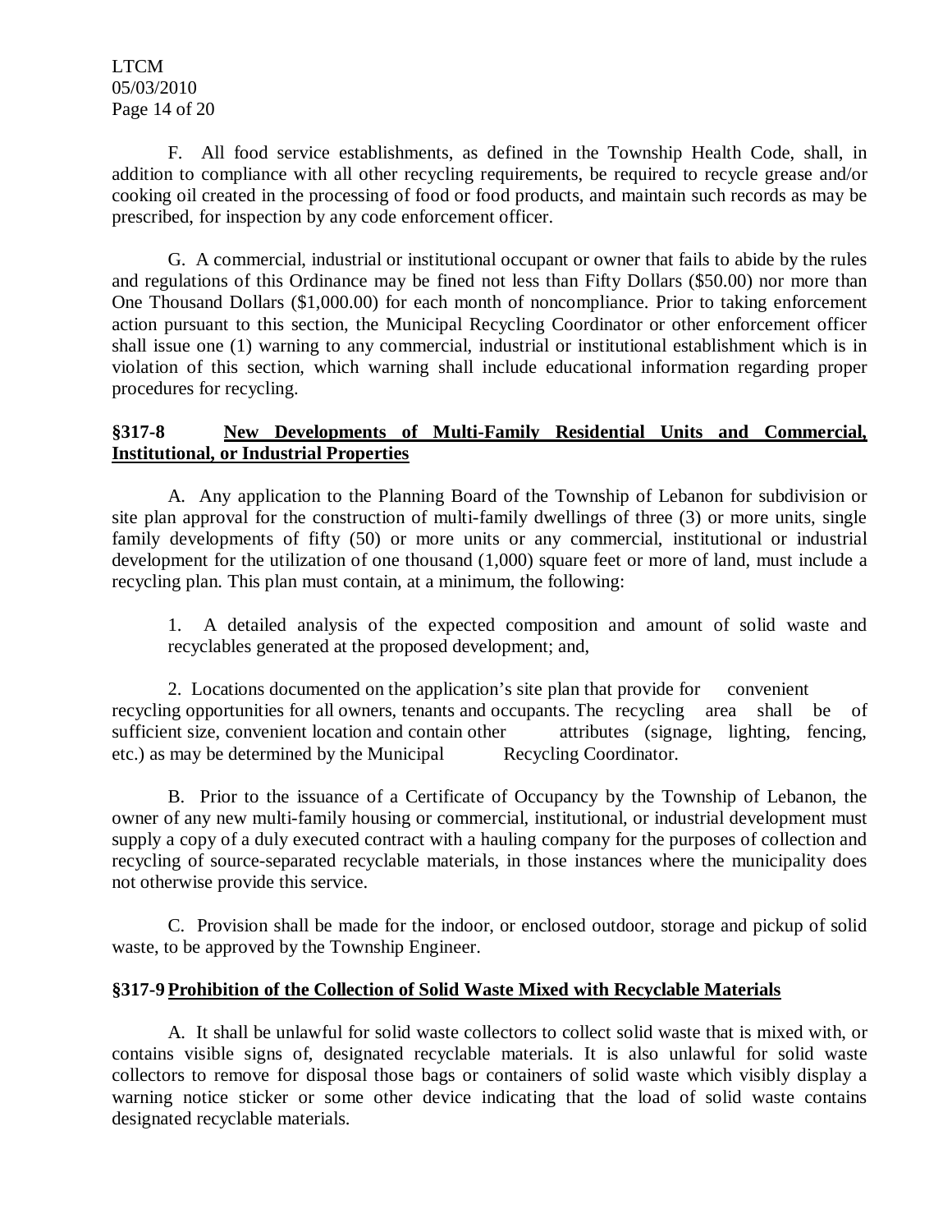F. All food service establishments, as defined in the Township Health Code, shall, in addition to compliance with all other recycling requirements, be required to recycle grease and/or cooking oil created in the processing of food or food products, and maintain such records as may be prescribed, for inspection by any code enforcement officer.

G. A commercial, industrial or institutional occupant or owner that fails to abide by the rules and regulations of this Ordinance may be fined not less than Fifty Dollars ($50.00) nor more than One Thousand Dollars ($1,000.00) for each month of noncompliance. Prior to taking enforcement action pursuant to this section, the Municipal Recycling Coordinator or other enforcement officer shall issue one (1) warning to any commercial, industrial or institutional establishment which is in violation of this section, which warning shall include educational information regarding proper procedures for recycling.

**§317-8 <u>New Developments of Multi-Family Residential Units and Commercial, Institutional, or Industrial Properties</u>**

A. Any application to the Planning Board of the Township of Lebanon for subdivision or site plan approval for the construction of multi-family dwellings of three (3) or more units, single family developments of fifty (50) or more units or any commercial, institutional or industrial development for the utilization of one thousand (1,000) square feet or more of land, must include a recycling plan. This plan must contain, at a minimum, the following:

1. A detailed analysis of the expected composition and amount of solid waste and recyclables generated at the proposed development; and,

2. Locations documented on the application's site plan that provide for convenient recycling opportunities for all owners, tenants and occupants. The recycling area shall be of sufficient size, convenient location and contain other attributes (signage, lighting, fencing, etc.) as may be determined by the Municipal Recycling Coordinator.

B. Prior to the issuance of a Certificate of Occupancy by the Township of Lebanon, the owner of any new multi-family housing or commercial, institutional, or industrial development must supply a copy of a duly executed contract with a hauling company for the purposes of collection and recycling of source-separated recyclable materials, in those instances where the municipality does not otherwise provide this service.

C. Provision shall be made for the indoor, or enclosed outdoor, storage and pickup of solid waste, to be approved by the Township Engineer.

**§317-9 <u>Prohibition of the Collection of Solid Waste Mixed with Recyclable Materials</u>**

A. It shall be unlawful for solid waste collectors to collect solid waste that is mixed with, or contains visible signs of, designated recyclable materials. It is also unlawful for solid waste collectors to remove for disposal those bags or containers of solid waste which visibly display a warning notice sticker or some other device indicating that the load of solid waste contains designated recyclable materials.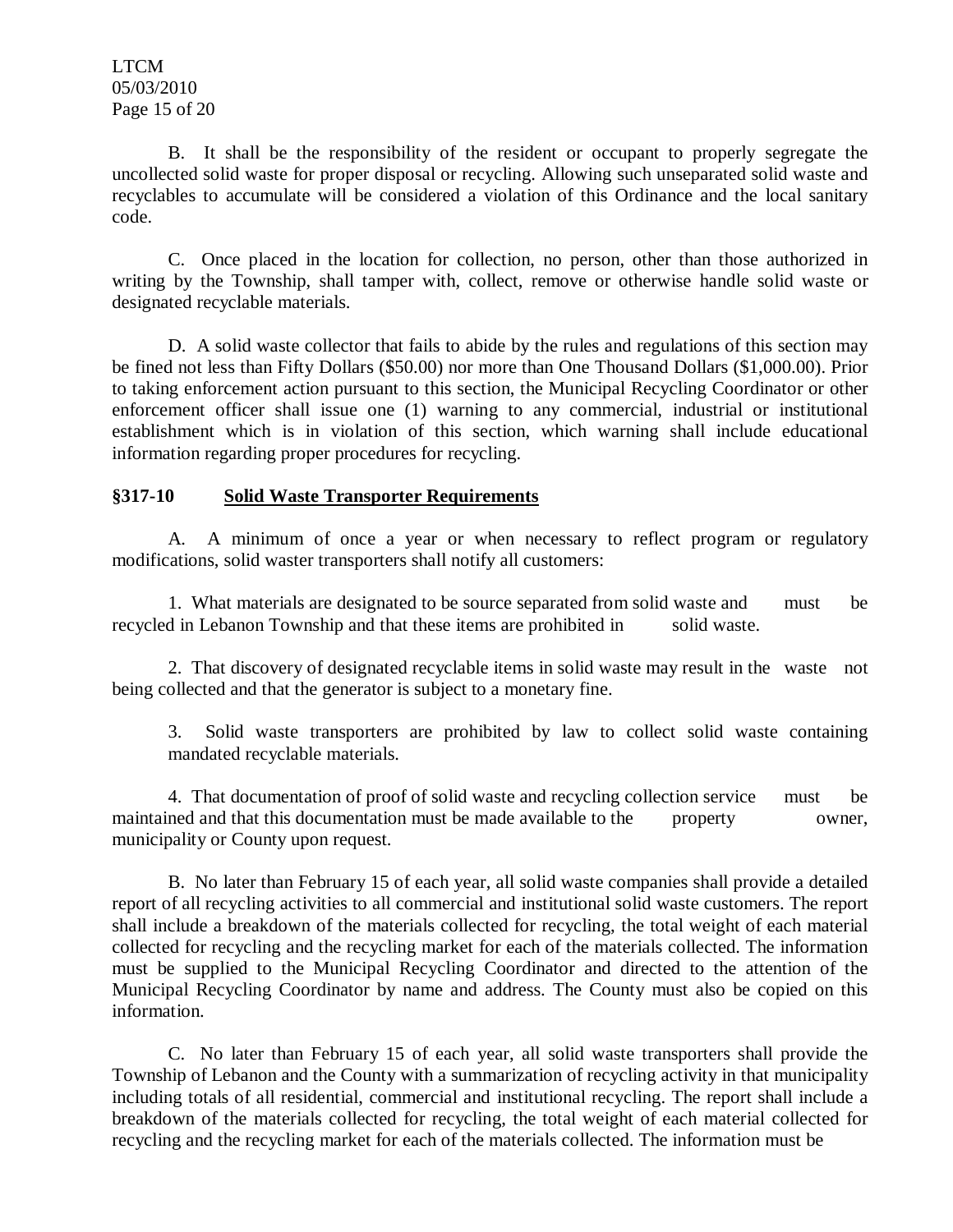B. It shall be the responsibility of the resident or occupant to properly segregate the uncollected solid waste for proper disposal or recycling. Allowing such unseparated solid waste and recyclables to accumulate will be considered a violation of this Ordinance and the local sanitary code.

C. Once placed in the location for collection, no person, other than those authorized in writing by the Township, shall tamper with, collect, remove or otherwise handle solid waste or designated recyclable materials.

D. A solid waste collector that fails to abide by the rules and regulations of this section may be fined not less than Fifty Dollars ($50.00) nor more than One Thousand Dollars ($1,000.00). Prior to taking enforcement action pursuant to this section, the Municipal Recycling Coordinator or other enforcement officer shall issue one (1) warning to any commercial, industrial or institutional establishment which is in violation of this section, which warning shall include educational information regarding proper procedures for recycling.

**§317-10 Solid Waste Transporter Requirements**

A. A minimum of once a year or when necessary to reflect program or regulatory modifications, solid waster transporters shall notify all customers:

1. What materials are designated to be source separated from solid waste and must be recycled in Lebanon Township and that these items are prohibited in solid waste.

2. That discovery of designated recyclable items in solid waste may result in the waste not being collected and that the generator is subject to a monetary fine.

3. Solid waste transporters are prohibited by law to collect solid waste containing mandated recyclable materials.

4. That documentation of proof of solid waste and recycling collection service must be maintained and that this documentation must be made available to the property owner, municipality or County upon request.

B. No later than February 15 of each year, all solid waste companies shall provide a detailed report of all recycling activities to all commercial and institutional solid waste customers. The report shall include a breakdown of the materials collected for recycling, the total weight of each material collected for recycling and the recycling market for each of the materials collected. The information must be supplied to the Municipal Recycling Coordinator and directed to the attention of the Municipal Recycling Coordinator by name and address. The County must also be copied on this information.

C. No later than February 15 of each year, all solid waste transporters shall provide the Township of Lebanon and the County with a summarization of recycling activity in that municipality including totals of all residential, commercial and institutional recycling. The report shall include a breakdown of the materials collected for recycling, the total weight of each material collected for recycling and the recycling market for each of the materials collected. The information must be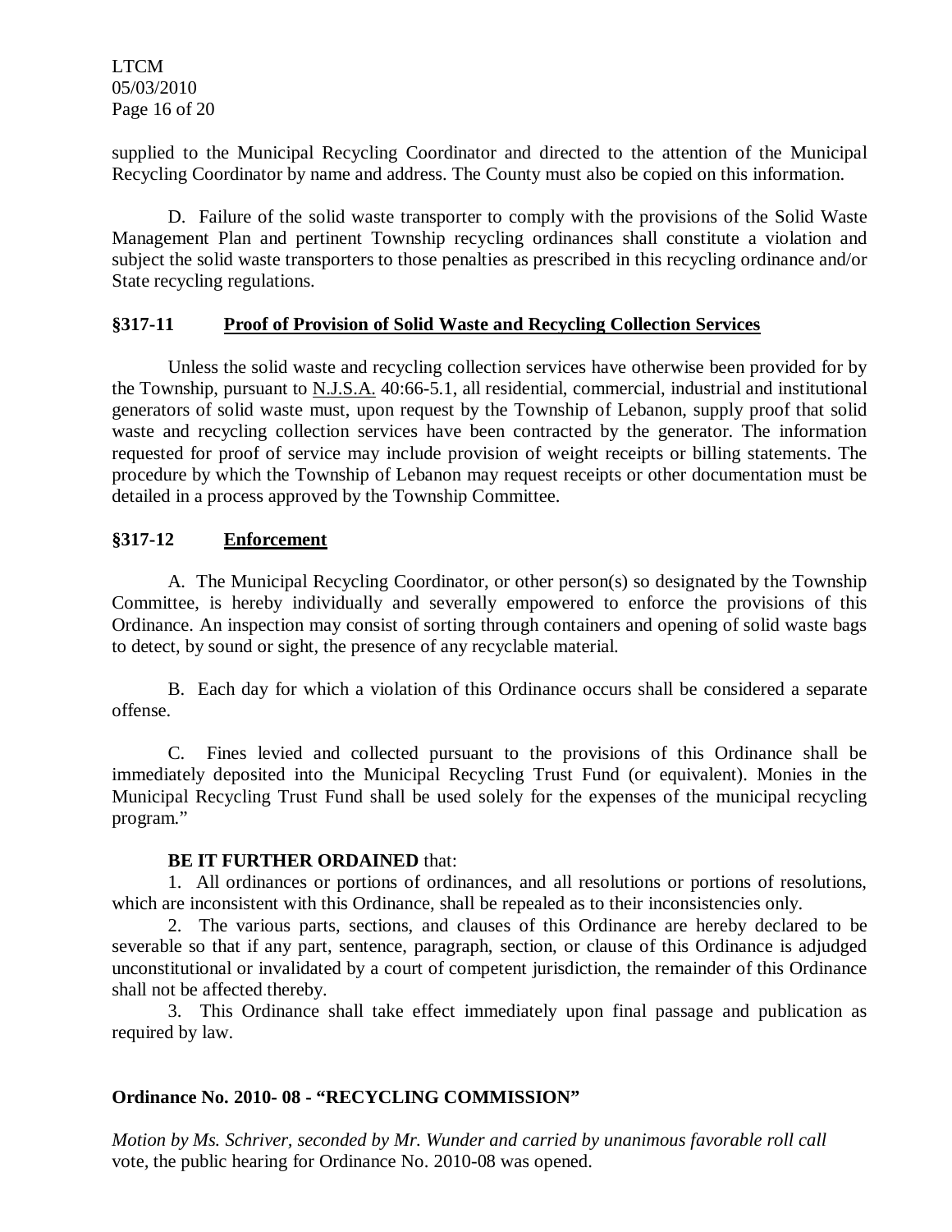supplied to the Municipal Recycling Coordinator and directed to the attention of the Municipal Recycling Coordinator by name and address. The County must also be copied on this information.

D. Failure of the solid waste transporter to comply with the provisions of the Solid Waste Management Plan and pertinent Township recycling ordinances shall constitute a violation and subject the solid waste transporters to those penalties as prescribed in this recycling ordinance and/or State recycling regulations.

**§317-11 Proof of Provision of Solid Waste and Recycling Collection Services**

Unless the solid waste and recycling collection services have otherwise been provided for by the Township, pursuant to N.J.S.A. 40:66-5.1, all residential, commercial, industrial and institutional generators of solid waste must, upon request by the Township of Lebanon, supply proof that solid waste and recycling collection services have been contracted by the generator. The information requested for proof of service may include provision of weight receipts or billing statements. The procedure by which the Township of Lebanon may request receipts or other documentation must be detailed in a process approved by the Township Committee.

**§317-12 Enforcement**

A. The Municipal Recycling Coordinator, or other person(s) so designated by the Township Committee, is hereby individually and severally empowered to enforce the provisions of this Ordinance. An inspection may consist of sorting through containers and opening of solid waste bags to detect, by sound or sight, the presence of any recyclable material.

B. Each day for which a violation of this Ordinance occurs shall be considered a separate offense.

C. Fines levied and collected pursuant to the provisions of this Ordinance shall be immediately deposited into the Municipal Recycling Trust Fund (or equivalent). Monies in the Municipal Recycling Trust Fund shall be used solely for the expenses of the municipal recycling program."

**BE IT FURTHER ORDAINED** that:

1. All ordinances or portions of ordinances, and all resolutions or portions of resolutions, which are inconsistent with this Ordinance, shall be repealed as to their inconsistencies only.
2. The various parts, sections, and clauses of this Ordinance are hereby declared to be severable so that if any part, sentence, paragraph, section, or clause of this Ordinance is adjudged unconstitutional or invalidated by a court of competent jurisdiction, the remainder of this Ordinance shall not be affected thereby.
3. This Ordinance shall take effect immediately upon final passage and publication as required by law.

**Ordinance No. 2010- 08 - "RECYCLING COMMISSION"**

*Motion by Ms. Schriver, seconded by Mr. Wunder and carried by unanimous favorable roll call* vote, the public hearing for Ordinance No. 2010-08 was opened.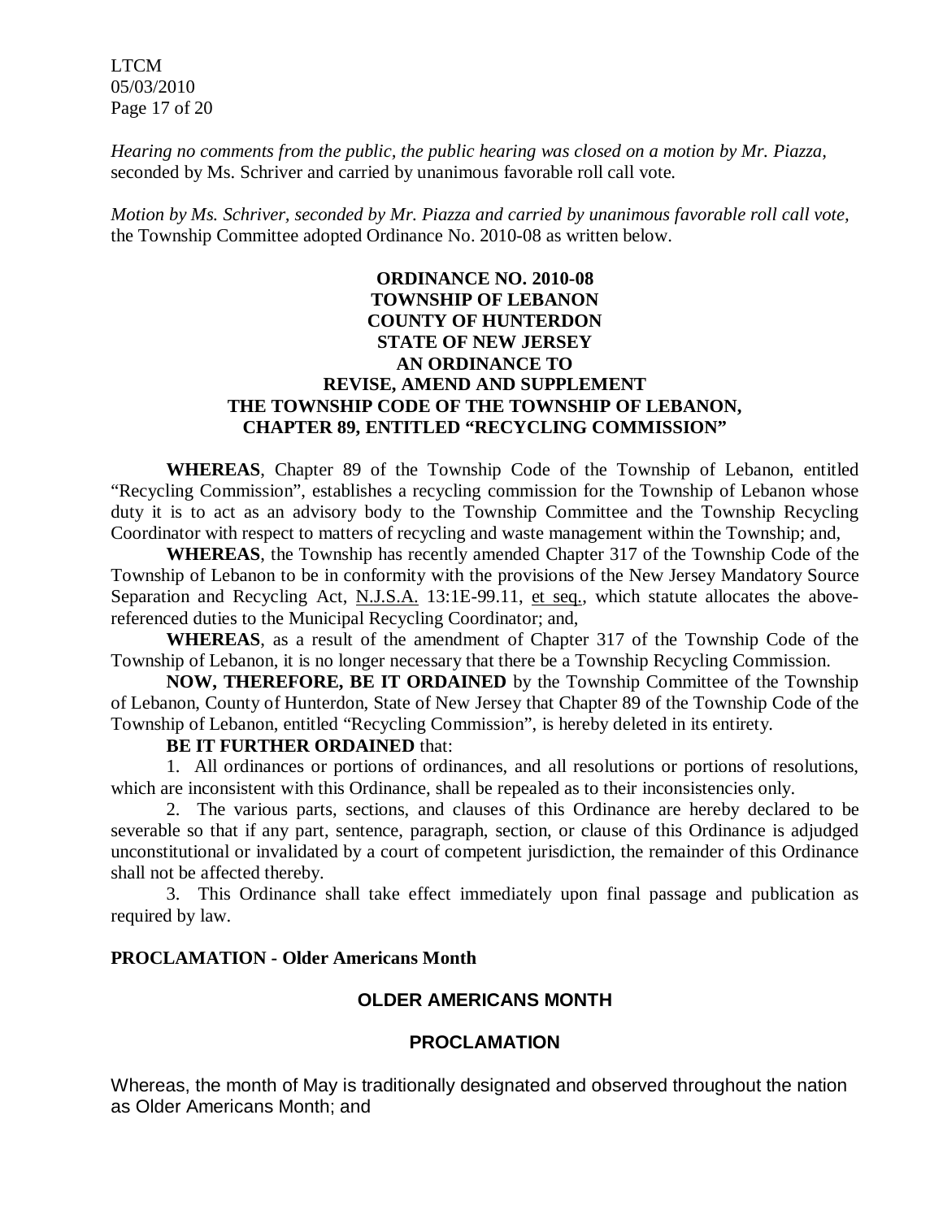*Hearing no comments from the public, the public hearing was closed on a motion by Mr. Piazza,* seconded by Ms. Schriver and carried by unanimous favorable roll call vote.

*Motion by Ms. Schriver, seconded by Mr. Piazza and carried by unanimous favorable roll call vote,* the Township Committee adopted Ordinance No. 2010-08 as written below.

**ORDINANCE NO. 2010-08**
**TOWNSHIP OF LEBANON**
**COUNTY OF HUNTERDON**
**STATE OF NEW JERSEY**
**AN ORDINANCE TO**
**REVISE, AMEND AND SUPPLEMENT**
**THE TOWNSHIP CODE OF THE TOWNSHIP OF LEBANON,**
**CHAPTER 89, ENTITLED "RECYCLING COMMISSION"**

**WHEREAS**, Chapter 89 of the Township Code of the Township of Lebanon, entitled "Recycling Commission", establishes a recycling commission for the Township of Lebanon whose duty it is to act as an advisory body to the Township Committee and the Township Recycling Coordinator with respect to matters of recycling and waste management within the Township; and,

**WHEREAS**, the Township has recently amended Chapter 317 of the Township Code of the Township of Lebanon to be in conformity with the provisions of the New Jersey Mandatory Source Separation and Recycling Act, N.J.S.A. 13:1E-99.11, et seq., which statute allocates the above-referenced duties to the Municipal Recycling Coordinator; and,

**WHEREAS**, as a result of the amendment of Chapter 317 of the Township Code of the Township of Lebanon, it is no longer necessary that there be a Township Recycling Commission.

**NOW, THEREFORE, BE IT ORDAINED** by the Township Committee of the Township of Lebanon, County of Hunterdon, State of New Jersey that Chapter 89 of the Township Code of the Township of Lebanon, entitled "Recycling Commission", is hereby deleted in its entirety.

**BE IT FURTHER ORDAINED** that:

1. All ordinances or portions of ordinances, and all resolutions or portions of resolutions, which are inconsistent with this Ordinance, shall be repealed as to their inconsistencies only.
2. The various parts, sections, and clauses of this Ordinance are hereby declared to be severable so that if any part, sentence, paragraph, section, or clause of this Ordinance is adjudged unconstitutional or invalidated by a court of competent jurisdiction, the remainder of this Ordinance shall not be affected thereby.
3. This Ordinance shall take effect immediately upon final passage and publication as required by law.

**PROCLAMATION - Older Americans Month**

**OLDER AMERICANS MONTH**

**PROCLAMATION**

Whereas, the month of May is traditionally designated and observed throughout the nation as Older Americans Month; and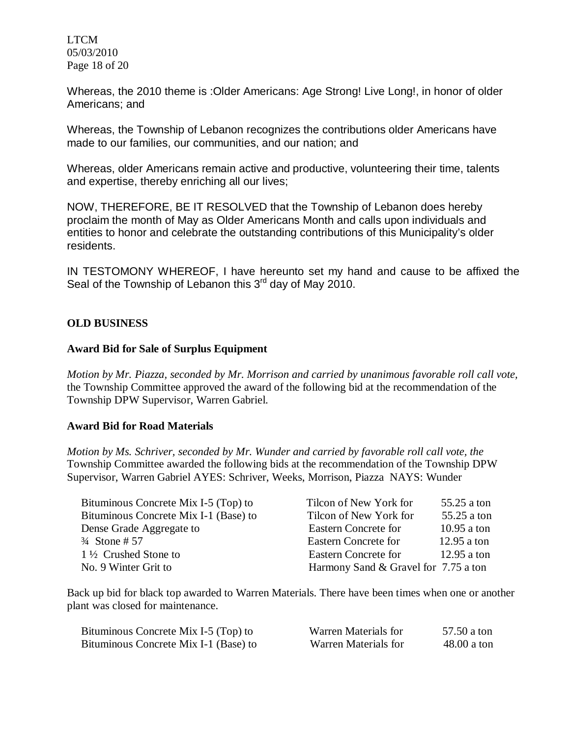Whereas, the 2010 theme is :Older Americans: Age Strong! Live Long!, in honor of older Americans; and

Whereas, the Township of Lebanon recognizes the contributions older Americans have made to our families, our communities, and our nation; and

Whereas, older Americans remain active and productive, volunteering their time, talents and expertise, thereby enriching all our lives;

NOW, THEREFORE, BE IT RESOLVED that the Township of Lebanon does hereby proclaim the month of May as Older Americans Month and calls upon individuals and entities to honor and celebrate the outstanding contributions of this Municipality's older residents.

IN TESTOMONY WHEREOF, I have hereunto set my hand and cause to be affixed the Seal of the Township of Lebanon this 3rd day of May 2010.

## OLD BUSINESS

### Award Bid for Sale of Surplus Equipment

*Motion by Mr. Piazza, seconded by Mr. Morrison and carried by unanimous favorable roll call vote,* the Township Committee approved the award of the following bid at the recommendation of the Township DPW Supervisor, Warren Gabriel.

### Award Bid for Road Materials

*Motion by Ms. Schriver, seconded by Mr. Wunder and carried by favorable roll call vote, the* Township Committee awarded the following bids at the recommendation of the Township DPW Supervisor, Warren Gabriel AYES: Schriver, Weeks, Morrison, Piazza NAYS: Wunder

| | | |
|---|---|---|
| Bituminous Concrete Mix I-5 (Top) to | Tilcon of New York for | 55.25 a ton |
| Bituminous Concrete Mix I-1 (Base) to | Tilcon of New York for | 55.25 a ton |
| Dense Grade Aggregate to | Eastern Concrete for | 10.95 a ton |
| ¾ Stone # 57 | Eastern Concrete for | 12.95 a ton |
| 1 ½ Crushed Stone to | Eastern Concrete for | 12.95 a ton |
| No. 9 Winter Grit to | Harmony Sand & Gravel for | 7.75 a ton |

Back up bid for black top awarded to Warren Materials. There have been times when one or another plant was closed for maintenance.

| | | |
|---|---|---|
| Bituminous Concrete Mix I-5 (Top) to | Warren Materials for | 57.50 a ton |
| Bituminous Concrete Mix I-1 (Base) to | Warren Materials for | 48.00 a ton |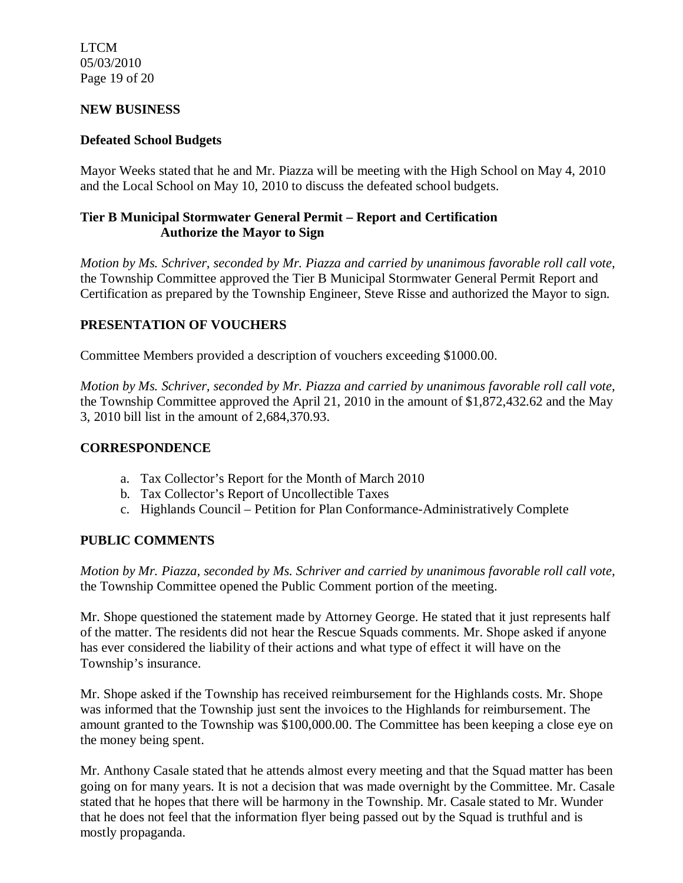**NEW BUSINESS**

**Defeated School Budgets**

Mayor Weeks stated that he and Mr. Piazza will be meeting with the High School on May 4, 2010 and the Local School on May 10, 2010 to discuss the defeated school budgets.

**Tier B Municipal Stormwater General Permit – Report and Certification Authorize the Mayor to Sign**

*Motion by Ms. Schriver, seconded by Mr. Piazza and carried by unanimous favorable roll call vote,* the Township Committee approved the Tier B Municipal Stormwater General Permit Report and Certification as prepared by the Township Engineer, Steve Risse and authorized the Mayor to sign.

**PRESENTATION OF VOUCHERS**

Committee Members provided a description of vouchers exceeding $1000.00.

*Motion by Ms. Schriver, seconded by Mr. Piazza and carried by unanimous favorable roll call vote,* the Township Committee approved the April 21, 2010 in the amount of $1,872,432.62 and the May 3, 2010 bill list in the amount of 2,684,370.93.

**CORRESPONDENCE**

a. Tax Collector's Report for the Month of March 2010
b. Tax Collector's Report of Uncollectible Taxes
c. Highlands Council – Petition for Plan Conformance-Administratively Complete

**PUBLIC COMMENTS**

*Motion by Mr. Piazza, seconded by Ms. Schriver and carried by unanimous favorable roll call vote,* the Township Committee opened the Public Comment portion of the meeting.

Mr. Shope questioned the statement made by Attorney George. He stated that it just represents half of the matter. The residents did not hear the Rescue Squads comments. Mr. Shope asked if anyone has ever considered the liability of their actions and what type of effect it will have on the Township's insurance.

Mr. Shope asked if the Township has received reimbursement for the Highlands costs. Mr. Shope was informed that the Township just sent the invoices to the Highlands for reimbursement. The amount granted to the Township was $100,000.00. The Committee has been keeping a close eye on the money being spent.

Mr. Anthony Casale stated that he attends almost every meeting and that the Squad matter has been going on for many years. It is not a decision that was made overnight by the Committee. Mr. Casale stated that he hopes that there will be harmony in the Township. Mr. Casale stated to Mr. Wunder that he does not feel that the information flyer being passed out by the Squad is truthful and is mostly propaganda.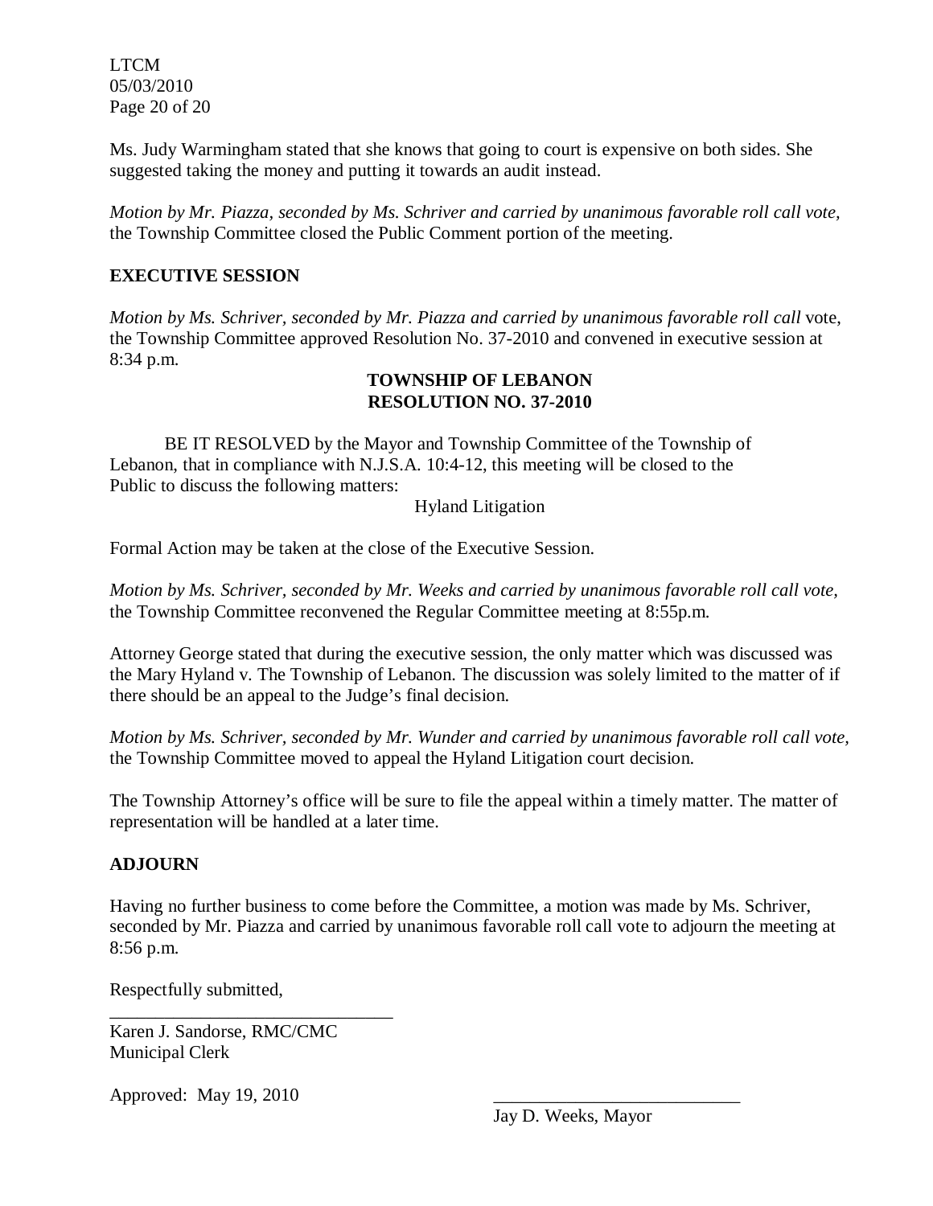Ms. Judy Warmingham stated that she knows that going to court is expensive on both sides. She suggested taking the money and putting it towards an audit instead.

*Motion by Mr. Piazza, seconded by Ms. Schriver and carried by unanimous favorable roll call vote,* the Township Committee closed the Public Comment portion of the meeting.

**EXECUTIVE SESSION**

*Motion by Ms. Schriver, seconded by Mr. Piazza and carried by unanimous favorable roll call* vote, the Township Committee approved Resolution No. 37-2010 and convened in executive session at 8:34 p.m.

**TOWNSHIP OF LEBANON**
**RESOLUTION NO. 37-2010**

BE IT RESOLVED by the Mayor and Township Committee of the Township of Lebanon, that in compliance with N.J.S.A. 10:4-12, this meeting will be closed to the Public to discuss the following matters:

Hyland Litigation

Formal Action may be taken at the close of the Executive Session.

*Motion by Ms. Schriver, seconded by Mr. Weeks and carried by unanimous favorable roll call vote,* the Township Committee reconvened the Regular Committee meeting at 8:55p.m.

Attorney George stated that during the executive session, the only matter which was discussed was the Mary Hyland v. The Township of Lebanon. The discussion was solely limited to the matter of if there should be an appeal to the Judge's final decision.

*Motion by Ms. Schriver, seconded by Mr. Wunder and carried by unanimous favorable roll call vote,* the Township Committee moved to appeal the Hyland Litigation court decision.

The Township Attorney's office will be sure to file the appeal within a timely matter. The matter of representation will be handled at a later time.

**ADJOURN**

Having no further business to come before the Committee, a motion was made by Ms. Schriver, seconded by Mr. Piazza and carried by unanimous favorable roll call vote to adjourn the meeting at 8:56 p.m.

Respectfully submitted,

\_\_\_\_\_\_\_\_\_\_\_\_\_\_\_\_\_\_\_\_\_\_\_\_\_\_\_\_\_\_\_\_
Karen J. Sandorse, RMC/CMC
Municipal Clerk

Approved: May 19, 2010

\_\_\_\_\_\_\_\_\_\_\_\_\_\_\_\_\_\_\_\_\_\_\_\_\_\_\_\_\_\_\_\_
Jay D. Weeks, Mayor